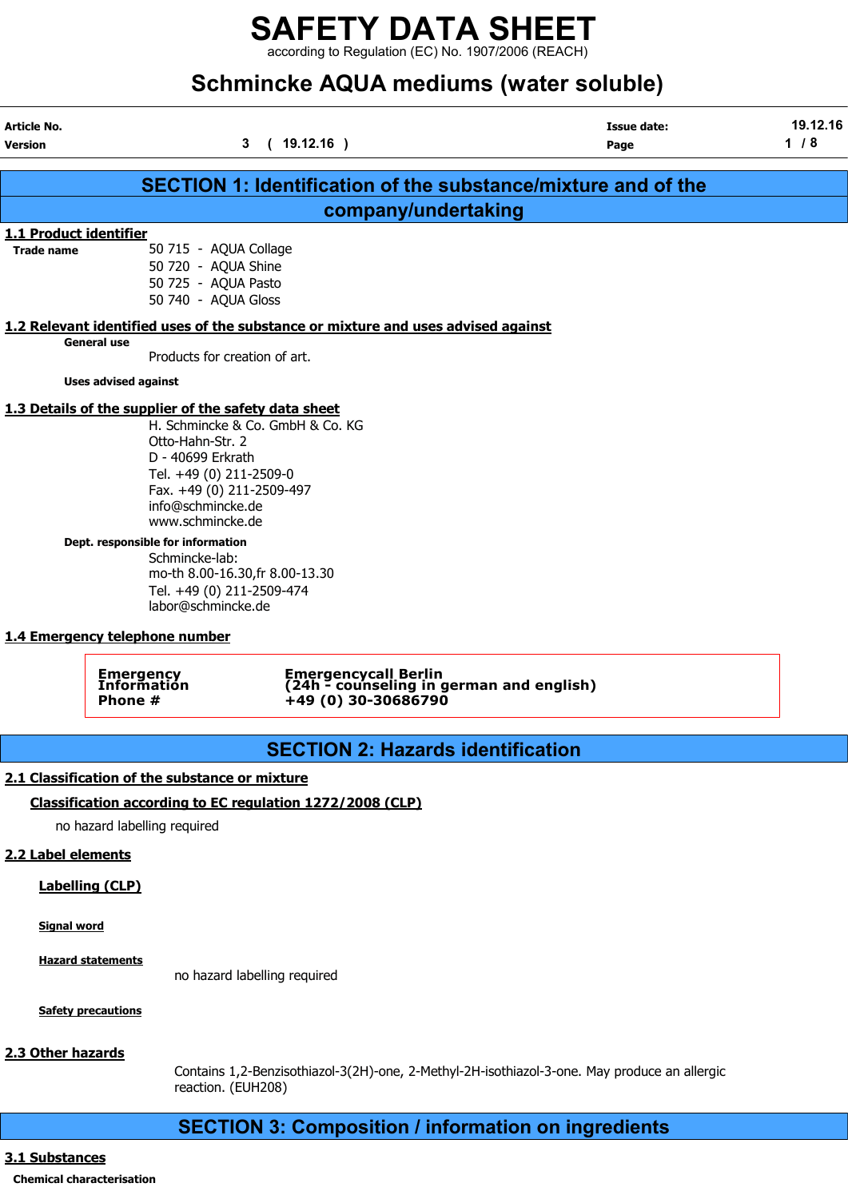# SAFETY DATA SHEET

according to Regulation (EC) No. 1907/2006 (REACH)

## Schmincke AQUA mediums (water soluble)

| Article No. | | Issue date: | 19.12.16 |
|---|---|---|---|
| Version | 3 ( 19.12.16 ) | | |

## SECTION 1: Identification of the substance/mixture and of the company/undertaking

### 1.1 Product identifier

**Trade name**

50 715 - AQUA Collage
50 720 - AQUA Shine
50 725 - AQUA Pasto
50 740 - AQUA Gloss

### 1.2 Relevant identified uses of the substance or mixture and uses advised against

**General use**

Products for creation of art.

**Uses advised against**

### 1.3 Details of the supplier of the safety data sheet

H. Schmincke & Co. GmbH & Co. KG
Otto-Hahn-Str. 2
D - 40699 Erkrath
Tel. +49 (0) 211-2509-0
Fax. +49 (0) 211-2509-497
info@schmincke.de
www.schmincke.de

**Dept. responsible for information**

Schmincke-lab:
mo-th 8.00-16.30,fr 8.00-13.30
Tel. +49 (0) 211-2509-474
labor@schmincke.de

### 1.4 Emergency telephone number

| | |
|---|---|
| **Emergency Information Phone #** | **Emergencycall Berlin (24h - counseling in german and english) +49 (0) 30-30686790** |

## SECTION 2: Hazards identification

### 2.1 Classification of the substance or mixture

**Classification according to EC regulation 1272/2008 (CLP)**

no hazard labelling required

### 2.2 Label elements

**Labelling (CLP)**

**Signal word**

**Hazard statements**

no hazard labelling required

**Safety precautions**

### 2.3 Other hazards

Contains 1,2-Benzisothiazol-3(2H)-one, 2-Methyl-2H-isothiazol-3-one. May produce an allergic reaction. (EUH208)

## SECTION 3: Composition / information on ingredients

### 3.1 Substances

**Chemical characterisation**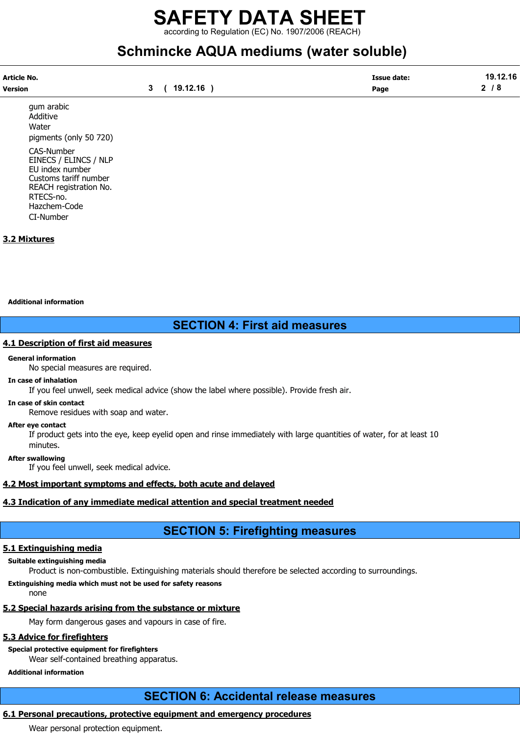gum arabic
Additive
Water
pigments (only 50 720)

CAS-Number
EINECS / ELINCS / NLP
EU index number
Customs tariff number
REACH registration No.
RTECS-no.
Hazchem-Code
CI-Number

### 3.2 Mixtures

**Additional information**

## SECTION 4: First aid measures

### 4.1 Description of first aid measures

**General information**

No special measures are required.

**In case of inhalation**

If you feel unwell, seek medical advice (show the label where possible). Provide fresh air.

**In case of skin contact**

Remove residues with soap and water.

**After eye contact**

If product gets into the eye, keep eyelid open and rinse immediately with large quantities of water, for at least 10 minutes.

**After swallowing**

If you feel unwell, seek medical advice.

### 4.2 Most important symptoms and effects, both acute and delayed

### 4.3 Indication of any immediate medical attention and special treatment needed

## SECTION 5: Firefighting measures

### 5.1 Extinguishing media

**Suitable extinguishing media**

Product is non-combustible. Extinguishing materials should therefore be selected according to surroundings.

**Extinguishing media which must not be used for safety reasons**

none

### 5.2 Special hazards arising from the substance or mixture

May form dangerous gases and vapours in case of fire.

### 5.3 Advice for firefighters

**Special protective equipment for firefighters**

Wear self-contained breathing apparatus.

**Additional information**

## SECTION 6: Accidental release measures

### 6.1 Personal precautions, protective equipment and emergency procedures

Wear personal protection equipment.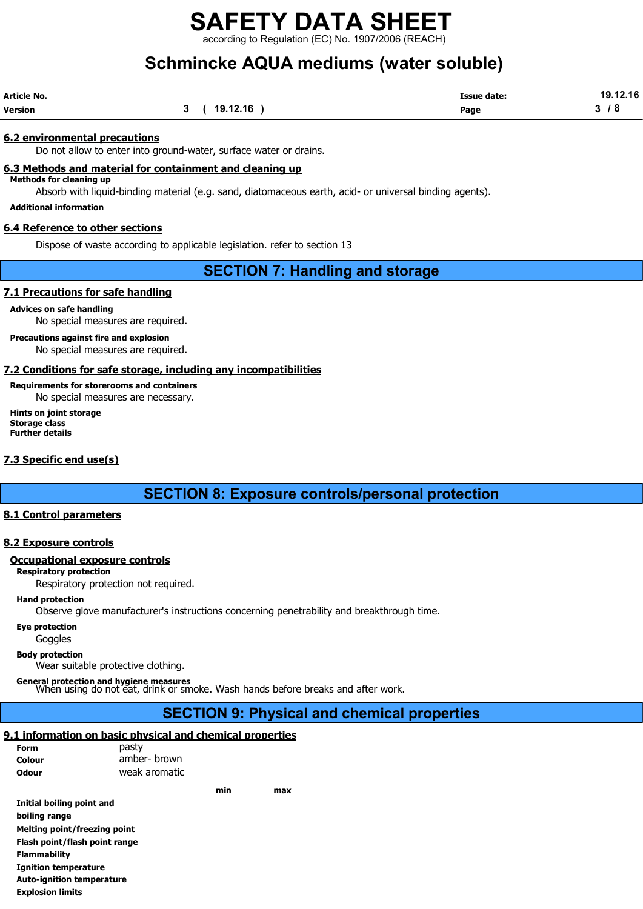#### 6.2 environmental precautions

Do not allow to enter into ground-water, surface water or drains.

#### 6.3 Methods and material for containment and cleaning up

**Methods for cleaning up**

Absorb with liquid-binding material (e.g. sand, diatomaceous earth, acid- or universal binding agents).

**Additional information**

#### 6.4 Reference to other sections

Dispose of waste according to applicable legislation. refer to section 13

## SECTION 7: Handling and storage

#### 7.1 Precautions for safe handling

**Advices on safe handling**

No special measures are required.

**Precautions against fire and explosion**

No special measures are required.

#### 7.2 Conditions for safe storage, including any incompatibilities

**Requirements for storerooms and containers**

No special measures are necessary.

**Hints on joint storage**

**Storage class**

**Further details**

#### 7.3 Specific end use(s)

## SECTION 8: Exposure controls/personal protection

#### 8.1 Control parameters

#### 8.2 Exposure controls

**Occupational exposure controls**

**Respiratory protection**

Respiratory protection not required.

**Hand protection**

Observe glove manufacturer's instructions concerning penetrability and breakthrough time.

**Eye protection**

Goggles

**Body protection**

Wear suitable protective clothing.

**General protection and hygiene measures**

When using do not eat, drink or smoke. Wash hands before breaks and after work.

## SECTION 9: Physical and chemical properties

#### 9.1 information on basic physical and chemical properties

| | |
|---|---|
| **Form** | pasty |
| **Colour** | amber- brown |
| **Odour** | weak aromatic |

| | min | max |
|---|---|---|
| **Initial boiling point and boiling range** | | |
| **Melting point/freezing point** | | |
| **Flash point/flash point range** | | |
| **Flammability** | | |
| **Ignition temperature** | | |
| **Auto-ignition temperature** | | |
| **Explosion limits** | | |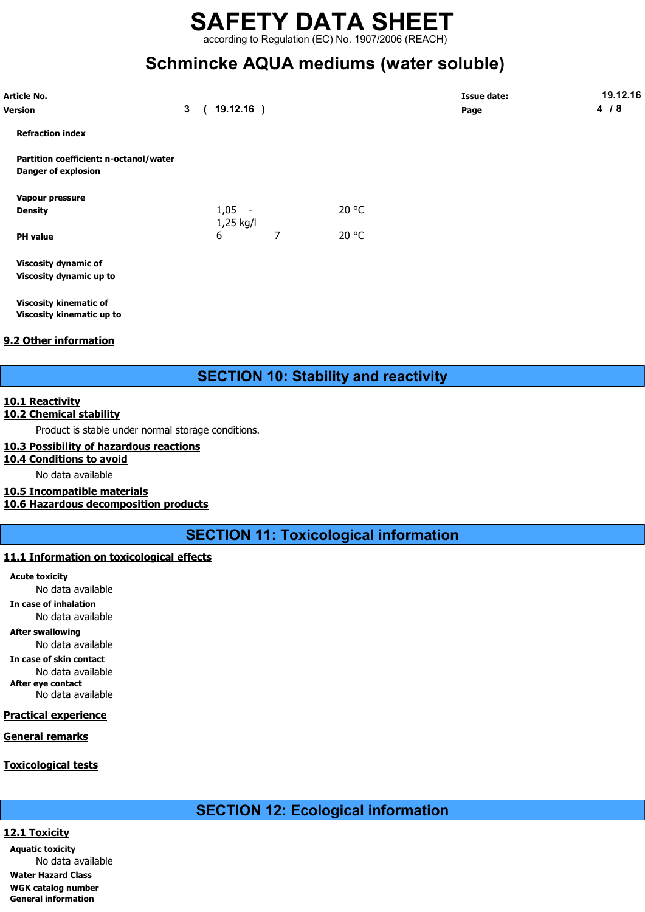| | | | |
|---|---|---|---|
| **Refraction index** | | | |
| **Partition coefficient: n-octanol/water** | | | |
| **Danger of explosion** | | | |
| **Vapour pressure** | | | |
| **Density** | 1,05 - 1,25 kg/l | | 20 °C |
| **PH value** | 6 | 7 | 20 °C |
| **Viscosity dynamic of** | | | |
| **Viscosity dynamic up to** | | | |
| **Viscosity kinematic of** | | | |
| **Viscosity kinematic up to** | | | |

## 9.2 Other information

# SECTION 10: Stability and reactivity

## 10.1 Reactivity

## 10.2 Chemical stability

Product is stable under normal storage conditions.

## 10.3 Possibility of hazardous reactions

## 10.4 Conditions to avoid

No data available

## 10.5 Incompatible materials

## 10.6 Hazardous decomposition products

# SECTION 11: Toxicological information

## 11.1 Information on toxicological effects

**Acute toxicity**

No data available

**In case of inhalation**

No data available

**After swallowing**

No data available

**In case of skin contact**

No data available

**After eye contact**

No data available

## Practical experience

## General remarks

## Toxicological tests

# SECTION 12: Ecological information

## 12.1 Toxicity

**Aquatic toxicity**

No data available

**Water Hazard Class**

**WGK catalog number**

**General information**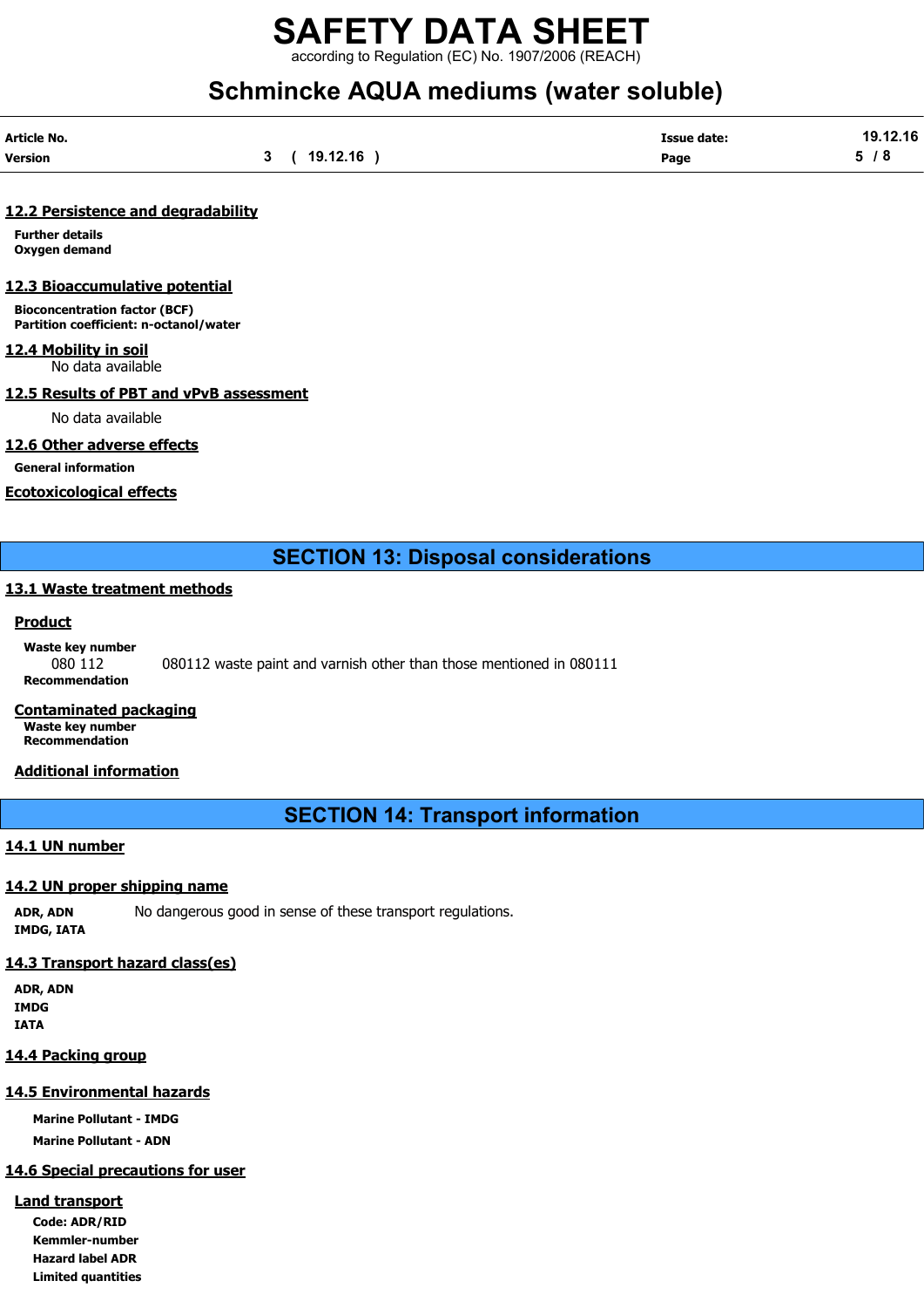## 12.2 Persistence and degradability

**Further details**
**Oxygen demand**

## 12.3 Bioaccumulative potential

**Bioconcentration factor (BCF)**
**Partition coefficient: n-octanol/water**

## 12.4 Mobility in soil

No data available

## 12.5 Results of PBT and vPvB assessment

No data available

## 12.6 Other adverse effects

**General information**

## Ecotoxicological effects

# SECTION 13: Disposal considerations

## 13.1 Waste treatment methods

### Product

**Waste key number**
080 112 080112 waste paint and varnish other than those mentioned in 080111
**Recommendation**

### Contaminated packaging

**Waste key number**
**Recommendation**

### Additional information

# SECTION 14: Transport information

## 14.1 UN number

## 14.2 UN proper shipping name

**ADR, ADN** No dangerous good in sense of these transport regulations.
**IMDG, IATA**

## 14.3 Transport hazard class(es)

**ADR, ADN**
**IMDG**
**IATA**

## 14.4 Packing group

## 14.5 Environmental hazards

**Marine Pollutant - IMDG**
**Marine Pollutant - ADN**

## 14.6 Special precautions for user

### Land transport

**Code: ADR/RID**
**Kemmler-number**
**Hazard label ADR**
**Limited quantities**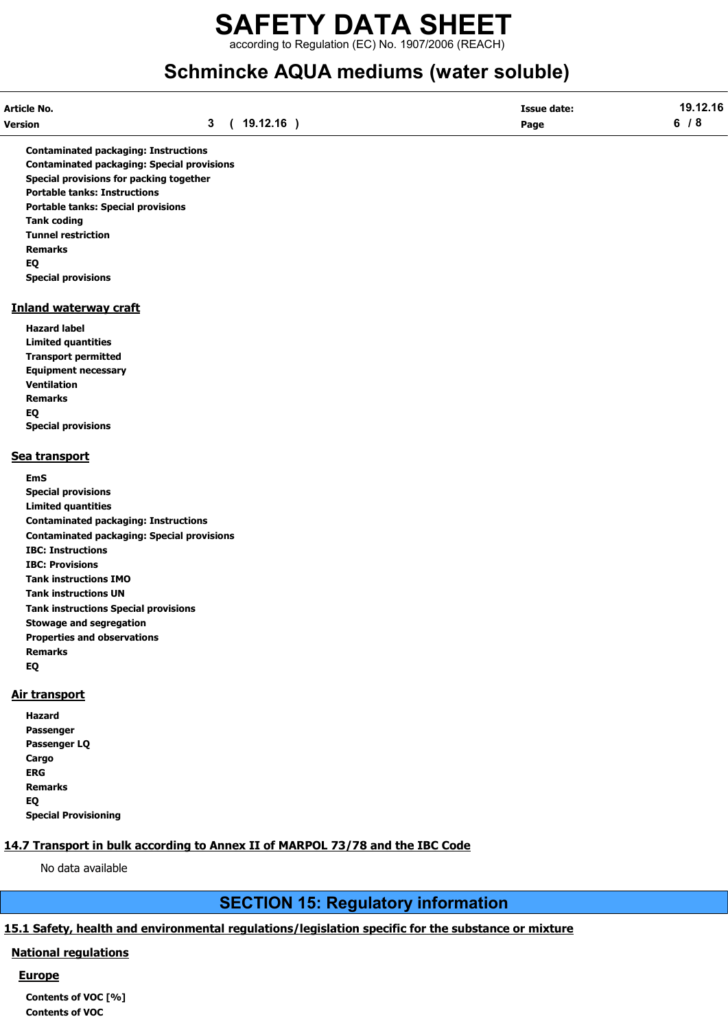**Contaminated packaging: Instructions**
**Contaminated packaging: Special provisions**
**Special provisions for packing together**
**Portable tanks: Instructions**
**Portable tanks: Special provisions**
**Tank coding**
**Tunnel restriction**
**Remarks**
**EQ**
**Special provisions**

### Inland waterway craft

**Hazard label**
**Limited quantities**
**Transport permitted**
**Equipment necessary**
**Ventilation**
**Remarks**
**EQ**
**Special provisions**

### Sea transport

**EmS**
**Special provisions**
**Limited quantities**
**Contaminated packaging: Instructions**
**Contaminated packaging: Special provisions**
**IBC: Instructions**
**IBC: Provisions**
**Tank instructions IMO**
**Tank instructions UN**
**Tank instructions Special provisions**
**Stowage and segregation**
**Properties and observations**
**Remarks**
**EQ**

### Air transport

**Hazard**
**Passenger**
**Passenger LQ**
**Cargo**
**ERG**
**Remarks**
**EQ**
**Special Provisioning**

## 14.7 Transport in bulk according to Annex II of MARPOL 73/78 and the IBC Code

No data available

# SECTION 15: Regulatory information

## 15.1 Safety, health and environmental regulations/legislation specific for the substance or mixture

### National regulations

#### Europe

**Contents of VOC [%]**
**Contents of VOC**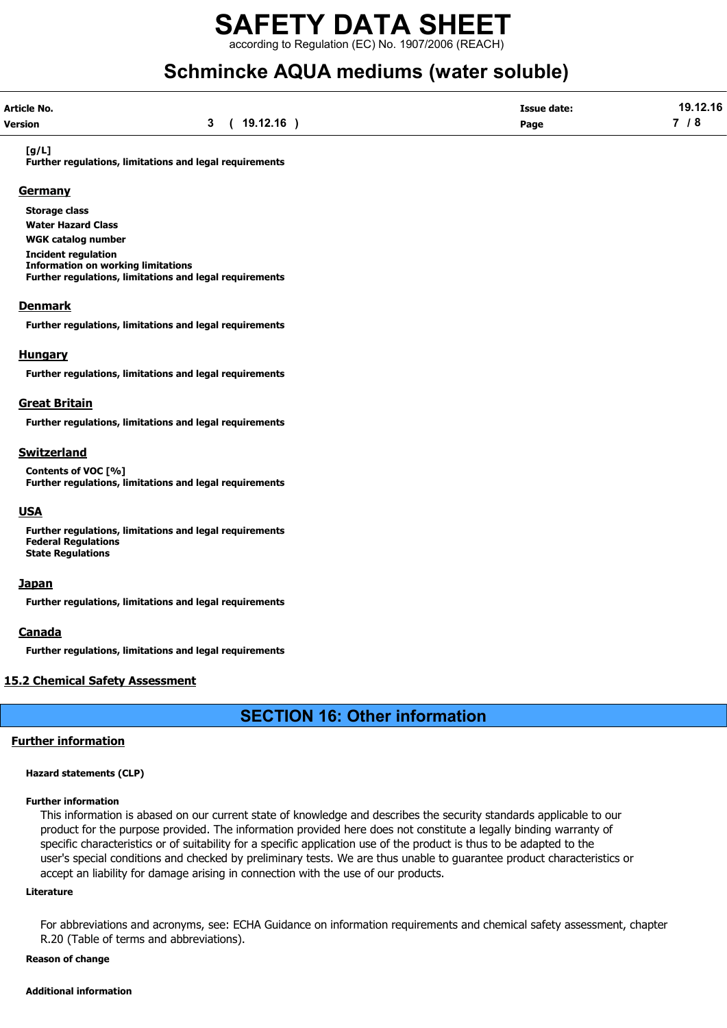**[g/L]**
**Further regulations, limitations and legal requirements**

### Germany

**Storage class**
**Water Hazard Class**
**WGK catalog number**
**Incident regulation**
**Information on working limitations**
**Further regulations, limitations and legal requirements**

### Denmark

**Further regulations, limitations and legal requirements**

### Hungary

**Further regulations, limitations and legal requirements**

### Great Britain

**Further regulations, limitations and legal requirements**

### Switzerland

**Contents of VOC [%]**
**Further regulations, limitations and legal requirements**

### USA

**Further regulations, limitations and legal requirements**
**Federal Regulations**
**State Regulations**

### Japan

**Further regulations, limitations and legal requirements**

### Canada

**Further regulations, limitations and legal requirements**

## 15.2 Chemical Safety Assessment

# SECTION 16: Other information

## Further information

**Hazard statements (CLP)**

**Further information**

This information is abased on our current state of knowledge and describes the security standards applicable to our product for the purpose provided. The information provided here does not constitute a legally binding warranty of specific characteristics or of suitability for a specific application use of the product is thus to be adapted to the user's special conditions and checked by preliminary tests. We are thus unable to guarantee product characteristics or accept an liability for damage arising in connection with the use of our products.

**Literature**

For abbreviations and acronyms, see: ECHA Guidance on information requirements and chemical safety assessment, chapter R.20 (Table of terms and abbreviations).

**Reason of change**

**Additional information**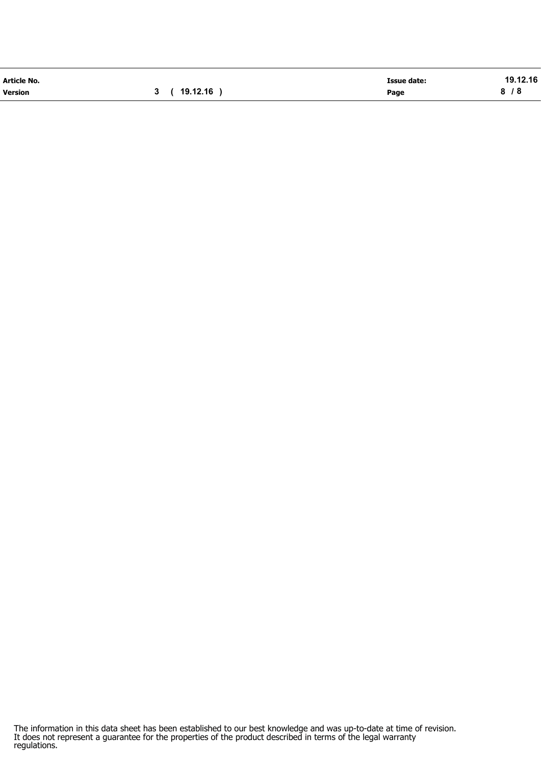The information in this data sheet has been established to our best knowledge and was up-to-date at time of revision. It does not represent a guarantee for the properties of the product described in terms of the legal warranty regulations.